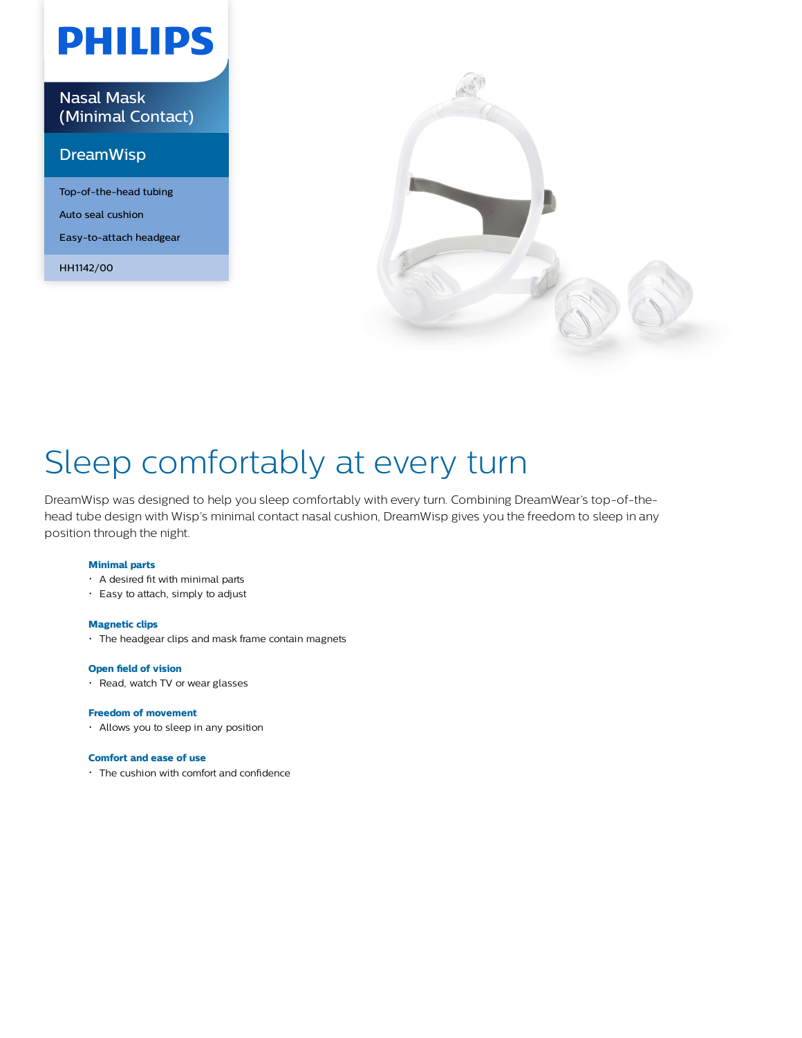PHILIPS

Nasal Mask (Minimal Contact)

DreamWisp

- Top-of-the-head tubing
- Auto seal cushion
- Easy-to-attach headgear

HH1142/00

# Sleep comfortably at every turn

DreamWisp was designed to help you sleep comfortably with every turn. Combining DreamWear's top-of-the-head tube design with Wisp's minimal contact nasal cushion, DreamWisp gives you the freedom to sleep in any position through the night.

**Minimal parts**
- A desired fit with minimal parts
- Easy to attach, simply to adjust

**Magnetic clips**
- The headgear clips and mask frame contain magnets

**Open field of vision**
- Read, watch TV or wear glasses

**Freedom of movement**
- Allows you to sleep in any position

**Comfort and ease of use**
- The cushion with comfort and confidence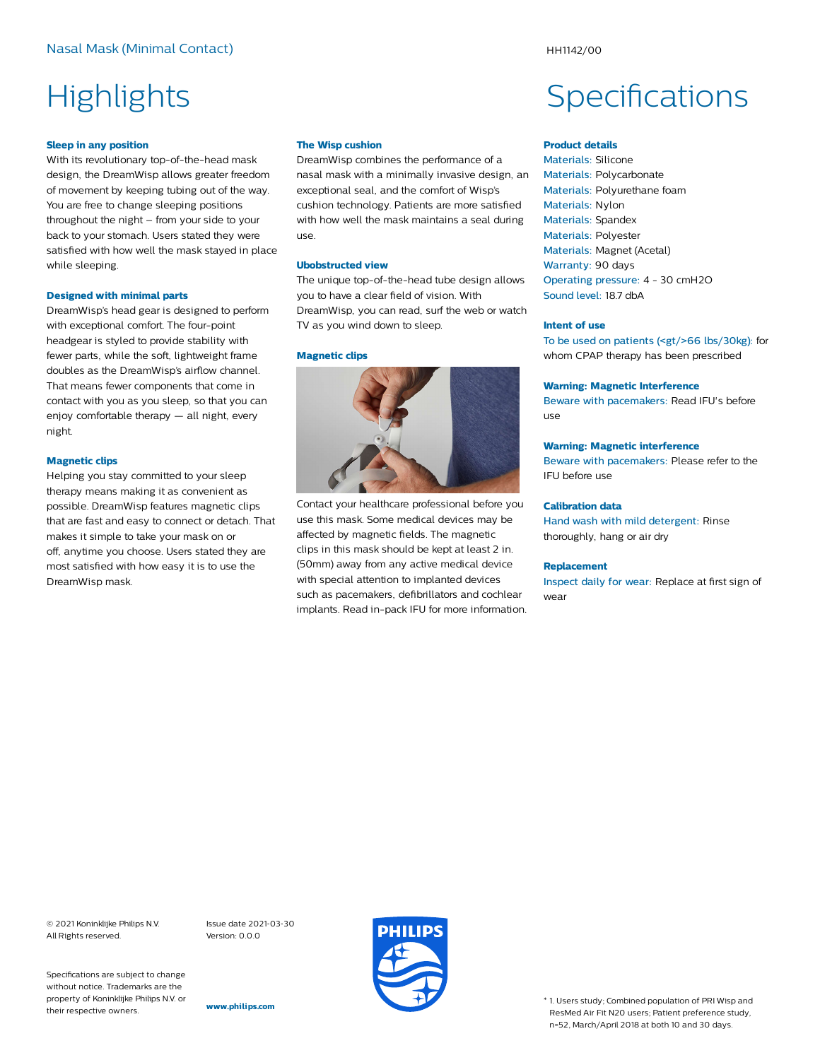Nasal Mask (Minimal Contact)

HH1142/00

# Highlights

### Sleep in any position

With its revolutionary top-of-the-head mask design, the DreamWisp allows greater freedom of movement by keeping tubing out of the way. You are free to change sleeping positions throughout the night – from your side to your back to your stomach. Users stated they were satisfied with how well the mask stayed in place while sleeping.

### Designed with minimal parts

DreamWisp's head gear is designed to perform with exceptional comfort. The four-point headgear is styled to provide stability with fewer parts, while the soft, lightweight frame doubles as the DreamWisp's airflow channel. That means fewer components that come in contact with you as you sleep, so that you can enjoy comfortable therapy — all night, every night.

### Magnetic clips

Helping you stay committed to your sleep therapy means making it as convenient as possible. DreamWisp features magnetic clips that are fast and easy to connect or detach. That makes it simple to take your mask on or off, anytime you choose. Users stated they are most satisfied with how easy it is to use the DreamWisp mask.

### The Wisp cushion

DreamWisp combines the performance of a nasal mask with a minimally invasive design, an exceptional seal, and the comfort of Wisp's cushion technology. Patients are more satisfied with how well the mask maintains a seal during use.

### Ubobstructed view

The unique top-of-the-head tube design allows you to have a clear field of vision. With DreamWisp, you can read, surf the web or watch TV as you wind down to sleep.

### Magnetic clips

Contact your healthcare professional before you use this mask. Some medical devices may be affected by magnetic fields. The magnetic clips in this mask should be kept at least 2 in. (50mm) away from any active medical device with special attention to implanted devices such as pacemakers, defibrillators and cochlear implants. Read in-pack IFU for more information.

# Specifications

### Product details

- Materials: Silicone
- Materials: Polycarbonate
- Materials: Polyurethane foam
- Materials: Nylon
- Materials: Spandex
- Materials: Polyester
- Materials: Magnet (Acetal)
- Warranty: 90 days
- Operating pressure: 4 - 30 cmH2O
- Sound level: 18.7 dbA

### Intent of use

- To be used on patients (<gt/>66 lbs/30kg): for whom CPAP therapy has been prescribed

### Warning: Magnetic Interference

- Beware with pacemakers: Read IFU's before use

### Warning: Magnetic interference

- Beware with pacemakers: Please refer to the IFU before use

### Calibration data

- Hand wash with mild detergent: Rinse thoroughly, hang or air dry

### Replacement

- Inspect daily for wear: Replace at first sign of wear

© 2021 Koninklijke Philips N.V.
All Rights reserved.

Issue date 2021-03-30
Version: 0.0.0

Specifications are subject to change without notice. Trademarks are the property of Koninklijke Philips N.V. or their respective owners.

www.philips.com

* 1. Users study; Combined population of PRI Wisp and ResMed Air Fit N20 users; Patient preference study, n=52, March/April 2018 at both 10 and 30 days.